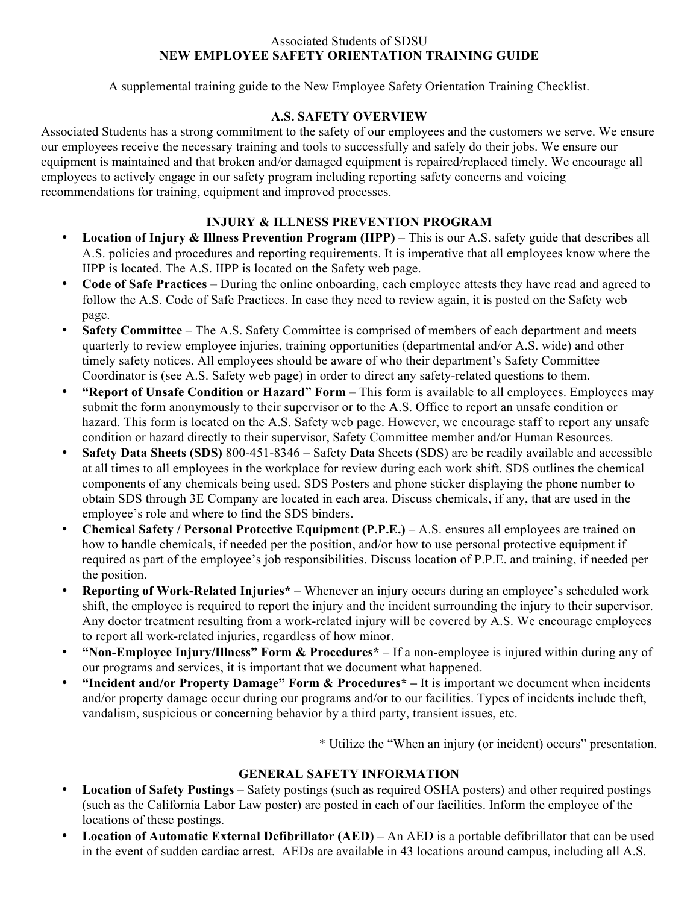Associated Students of SDSU

# NEW EMPLOYEE SAFETY ORIENTATION TRAINING GUIDE

A supplemental training guide to the New Employee Safety Orientation Training Checklist.

## A.S. SAFETY OVERVIEW

Associated Students has a strong commitment to the safety of our employees and the customers we serve. We ensure our employees receive the necessary training and tools to successfully and safely do their jobs. We ensure our equipment is maintained and that broken and/or damaged equipment is repaired/replaced timely. We encourage all employees to actively engage in our safety program including reporting safety concerns and voicing recommendations for training, equipment and improved processes.

## INJURY & ILLNESS PREVENTION PROGRAM

- **Location of Injury & Illness Prevention Program (IIPP)** – This is our A.S. safety guide that describes all A.S. policies and procedures and reporting requirements. It is imperative that all employees know where the IIPP is located. The A.S. IIPP is located on the Safety web page.
- **Code of Safe Practices** – During the online onboarding, each employee attests they have read and agreed to follow the A.S. Code of Safe Practices. In case they need to review again, it is posted on the Safety web page.
- **Safety Committee** – The A.S. Safety Committee is comprised of members of each department and meets quarterly to review employee injuries, training opportunities (departmental and/or A.S. wide) and other timely safety notices. All employees should be aware of who their department's Safety Committee Coordinator is (see A.S. Safety web page) in order to direct any safety-related questions to them.
- **"Report of Unsafe Condition or Hazard" Form** – This form is available to all employees. Employees may submit the form anonymously to their supervisor or to the A.S. Office to report an unsafe condition or hazard. This form is located on the A.S. Safety web page. However, we encourage staff to report any unsafe condition or hazard directly to their supervisor, Safety Committee member and/or Human Resources.
- **Safety Data Sheets (SDS)** 800-451-8346 – Safety Data Sheets (SDS) are be readily available and accessible at all times to all employees in the workplace for review during each work shift. SDS outlines the chemical components of any chemicals being used. SDS Posters and phone sticker displaying the phone number to obtain SDS through 3E Company are located in each area. Discuss chemicals, if any, that are used in the employee's role and where to find the SDS binders.
- **Chemical Safety / Personal Protective Equipment (P.P.E.)** – A.S. ensures all employees are trained on how to handle chemicals, if needed per the position, and/or how to use personal protective equipment if required as part of the employee's job responsibilities. Discuss location of P.P.E. and training, if needed per the position.
- **Reporting of Work-Related Injuries*** – Whenever an injury occurs during an employee's scheduled work shift, the employee is required to report the injury and the incident surrounding the injury to their supervisor. Any doctor treatment resulting from a work-related injury will be covered by A.S. We encourage employees to report all work-related injuries, regardless of how minor.
- **"Non-Employee Injury/Illness" Form & Procedures*** – If a non-employee is injured within during any of our programs and services, it is important that we document what happened.
- **"Incident and/or Property Damage" Form & Procedures* –** It is important we document when incidents and/or property damage occur during our programs and/or to our facilities. Types of incidents include theft, vandalism, suspicious or concerning behavior by a third party, transient issues, etc.

\* Utilize the "When an injury (or incident) occurs" presentation.

## GENERAL SAFETY INFORMATION

- **Location of Safety Postings** – Safety postings (such as required OSHA posters) and other required postings (such as the California Labor Law poster) are posted in each of our facilities. Inform the employee of the locations of these postings.
- **Location of Automatic External Defibrillator (AED)** – An AED is a portable defibrillator that can be used in the event of sudden cardiac arrest. AEDs are available in 43 locations around campus, including all A.S.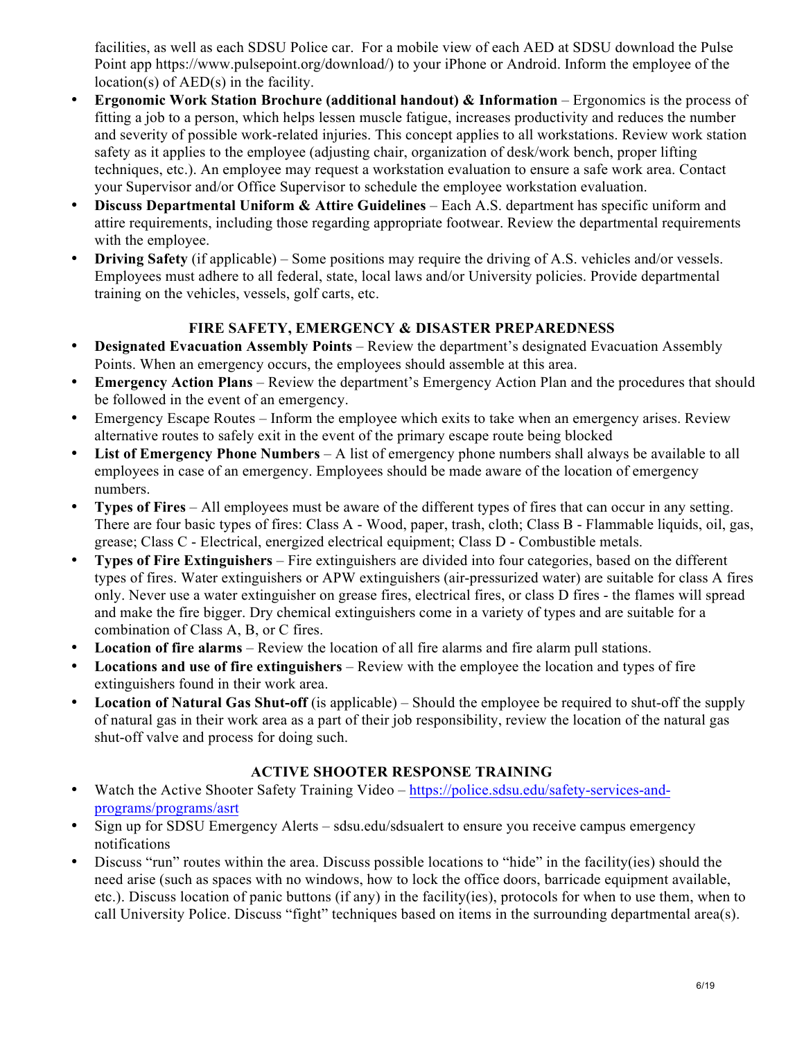facilities, as well as each SDSU Police car. For a mobile view of each AED at SDSU download the Pulse Point app https://www.pulsepoint.org/download/) to your iPhone or Android. Inform the employee of the location(s) of AED(s) in the facility.

- **Ergonomic Work Station Brochure (additional handout) & Information** – Ergonomics is the process of fitting a job to a person, which helps lessen muscle fatigue, increases productivity and reduces the number and severity of possible work-related injuries. This concept applies to all workstations. Review work station safety as it applies to the employee (adjusting chair, organization of desk/work bench, proper lifting techniques, etc.). An employee may request a workstation evaluation to ensure a safe work area. Contact your Supervisor and/or Office Supervisor to schedule the employee workstation evaluation.
- **Discuss Departmental Uniform & Attire Guidelines** – Each A.S. department has specific uniform and attire requirements, including those regarding appropriate footwear. Review the departmental requirements with the employee.
- **Driving Safety** (if applicable) – Some positions may require the driving of A.S. vehicles and/or vessels. Employees must adhere to all federal, state, local laws and/or University policies. Provide departmental training on the vehicles, vessels, golf carts, etc.

## FIRE SAFETY, EMERGENCY & DISASTER PREPAREDNESS

- **Designated Evacuation Assembly Points** – Review the department's designated Evacuation Assembly Points. When an emergency occurs, the employees should assemble at this area.
- **Emergency Action Plans** – Review the department's Emergency Action Plan and the procedures that should be followed in the event of an emergency.
- Emergency Escape Routes – Inform the employee which exits to take when an emergency arises. Review alternative routes to safely exit in the event of the primary escape route being blocked
- **List of Emergency Phone Numbers** – A list of emergency phone numbers shall always be available to all employees in case of an emergency. Employees should be made aware of the location of emergency numbers.
- **Types of Fires** – All employees must be aware of the different types of fires that can occur in any setting. There are four basic types of fires: Class A - Wood, paper, trash, cloth; Class B - Flammable liquids, oil, gas, grease; Class C - Electrical, energized electrical equipment; Class D - Combustible metals.
- **Types of Fire Extinguishers** – Fire extinguishers are divided into four categories, based on the different types of fires. Water extinguishers or APW extinguishers (air-pressurized water) are suitable for class A fires only. Never use a water extinguisher on grease fires, electrical fires, or class D fires - the flames will spread and make the fire bigger. Dry chemical extinguishers come in a variety of types and are suitable for a combination of Class A, B, or C fires.
- **Location of fire alarms** – Review the location of all fire alarms and fire alarm pull stations.
- **Locations and use of fire extinguishers** – Review with the employee the location and types of fire extinguishers found in their work area.
- **Location of Natural Gas Shut-off** (is applicable) – Should the employee be required to shut-off the supply of natural gas in their work area as a part of their job responsibility, review the location of the natural gas shut-off valve and process for doing such.

## ACTIVE SHOOTER RESPONSE TRAINING

- Watch the Active Shooter Safety Training Video – https://police.sdsu.edu/safety-services-and-programs/programs/asrt
- Sign up for SDSU Emergency Alerts – sdsu.edu/sdsualert to ensure you receive campus emergency notifications
- Discuss "run" routes within the area. Discuss possible locations to "hide" in the facility(ies) should the need arise (such as spaces with no windows, how to lock the office doors, barricade equipment available, etc.). Discuss location of panic buttons (if any) in the facility(ies), protocols for when to use them, when to call University Police. Discuss "fight" techniques based on items in the surrounding departmental area(s).